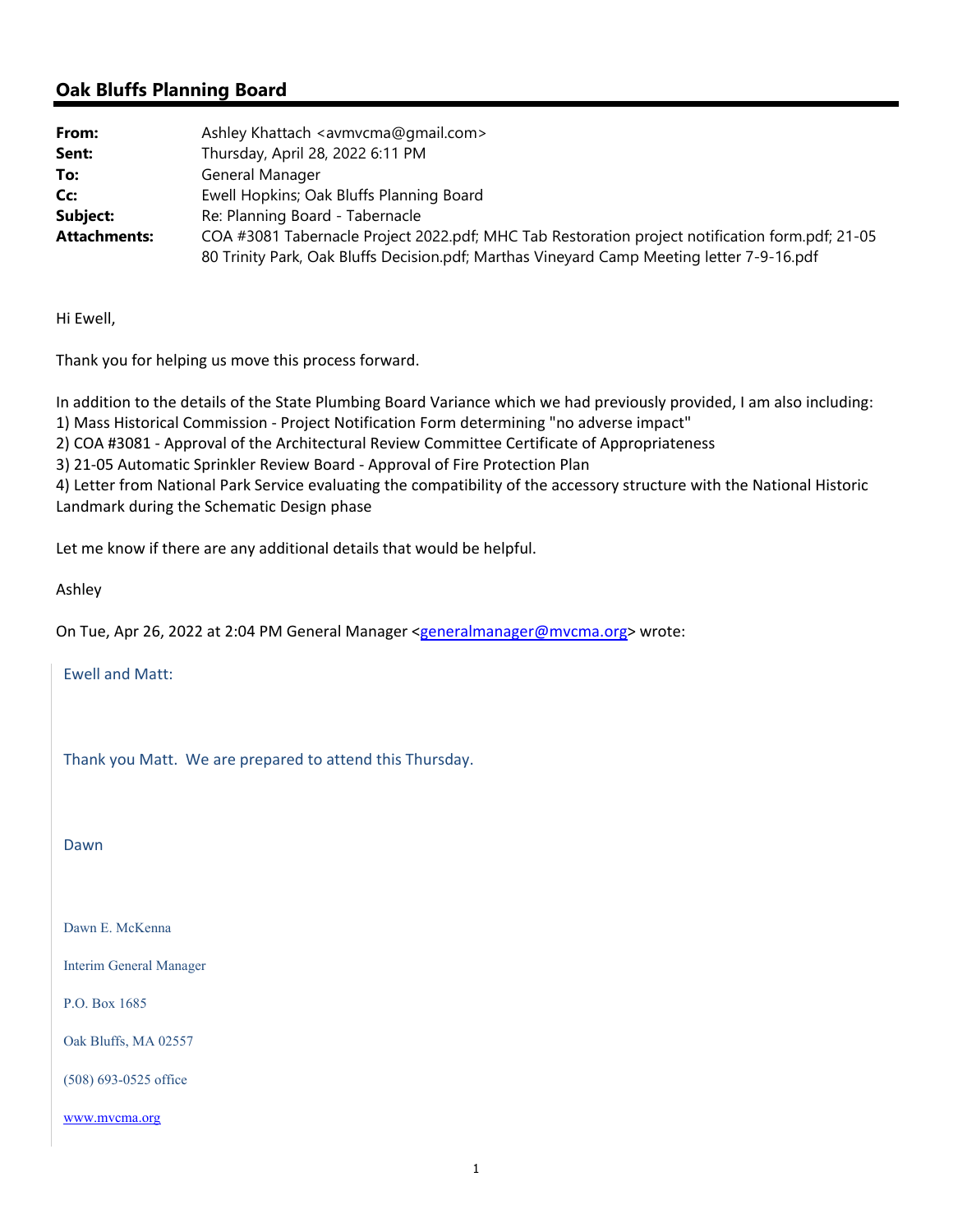## Oak Bluffs Planning Board

| | |
|---|---|
| **From:** | Ashley Khattach <avmvcma@gmail.com> |
| **Sent:** | Thursday, April 28, 2022 6:11 PM |
| **To:** | General Manager |
| **Cc:** | Ewell Hopkins; Oak Bluffs Planning Board |
| **Subject:** | Re: Planning Board - Tabernacle |
| **Attachments:** | COA #3081 Tabernacle Project 2022.pdf; MHC Tab Restoration project notification form.pdf; 21-05 80 Trinity Park, Oak Bluffs Decision.pdf; Marthas Vineyard Camp Meeting letter 7-9-16.pdf |

Hi Ewell,

Thank you for helping us move this process forward.

In addition to the details of the State Plumbing Board Variance which we had previously provided, I am also including:
1) Mass Historical Commission - Project Notification Form determining "no adverse impact"
2) COA #3081 - Approval of the Architectural Review Committee Certificate of Appropriateness
3) 21-05 Automatic Sprinkler Review Board - Approval of Fire Protection Plan
4) Letter from National Park Service evaluating the compatibility of the accessory structure with the National Historic Landmark during the Schematic Design phase

Let me know if there are any additional details that would be helpful.

Ashley

On Tue, Apr 26, 2022 at 2:04 PM General Manager <generalmanager@mvcma.org> wrote:

> Ewell and Matt:
>
> Thank you Matt. We are prepared to attend this Thursday.
>
> Dawn
>
> Dawn E. McKenna
>
> Interim General Manager
>
> P.O. Box 1685
>
> Oak Bluffs, MA 02557
>
> (508) 693-0525 office
>
> www.mvcma.org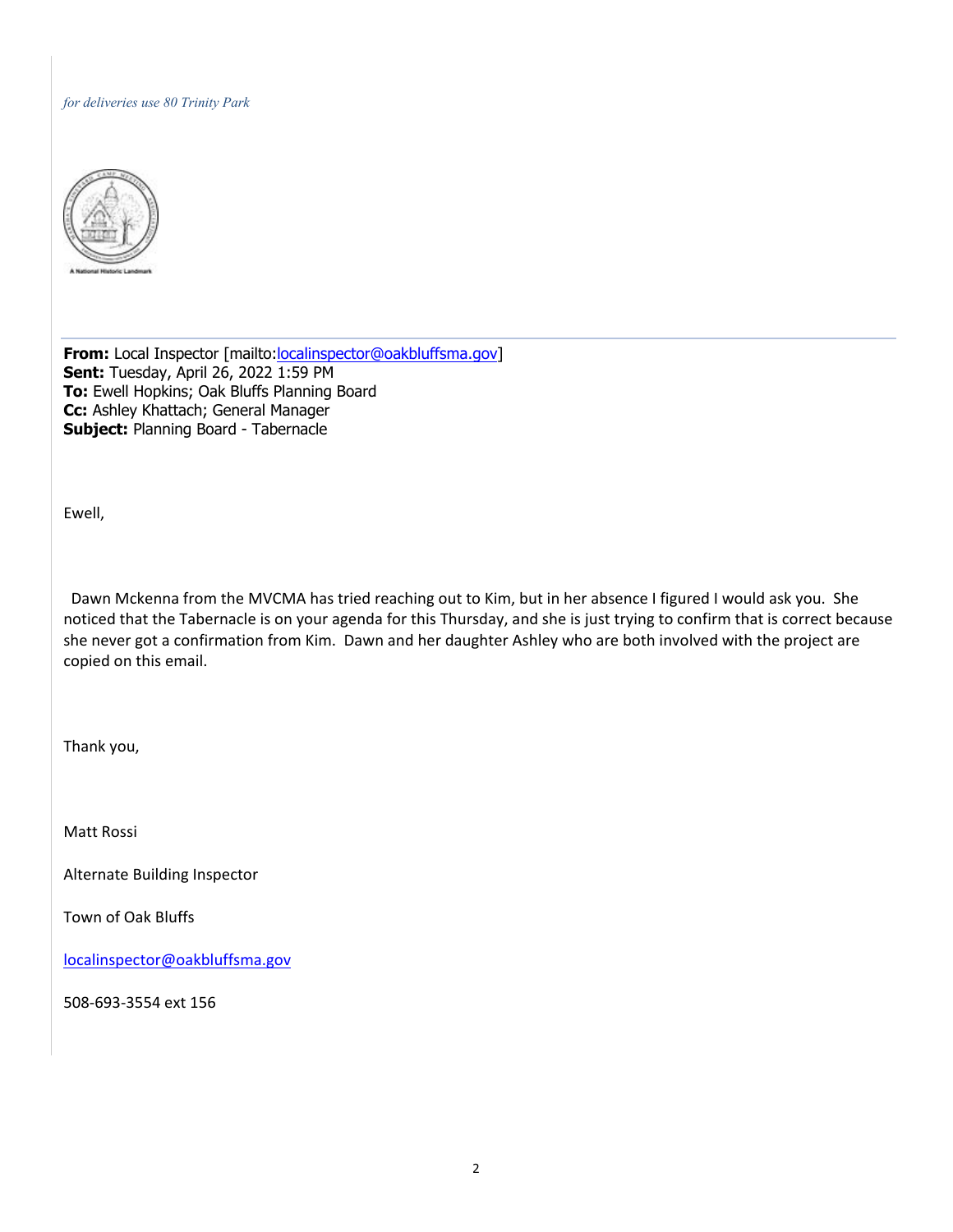*for deliveries use 80 Trinity Park*

A National Historic Landmark

---

**From:** Local Inspector [mailto:localinspector@oakbluffsma.gov]
**Sent:** Tuesday, April 26, 2022 1:59 PM
**To:** Ewell Hopkins; Oak Bluffs Planning Board
**Cc:** Ashley Khattach; General Manager
**Subject:** Planning Board - Tabernacle

Ewell,

Dawn Mckenna from the MVCMA has tried reaching out to Kim, but in her absence I figured I would ask you. She noticed that the Tabernacle is on your agenda for this Thursday, and she is just trying to confirm that is correct because she never got a confirmation from Kim. Dawn and her daughter Ashley who are both involved with the project are copied on this email.

Thank you,

Matt Rossi

Alternate Building Inspector

Town of Oak Bluffs

localinspector@oakbluffsma.gov

508-693-3554 ext 156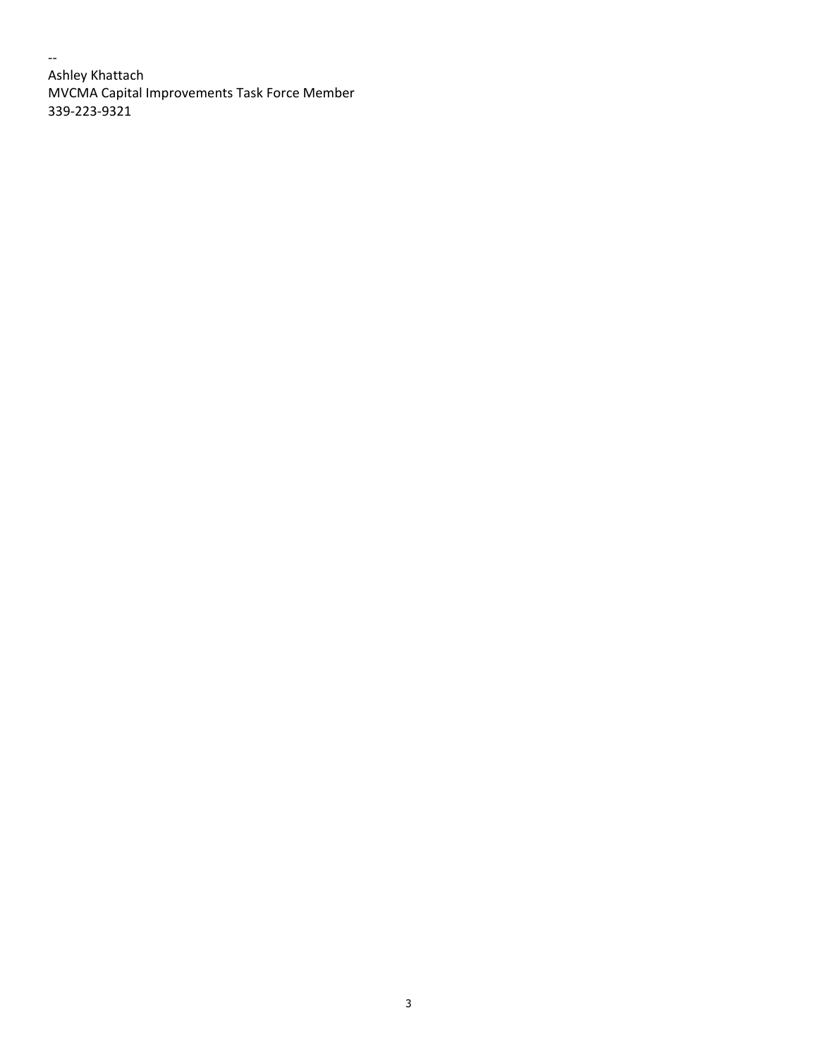--
Ashley Khattach
MVCMA Capital Improvements Task Force Member
339-223-9321